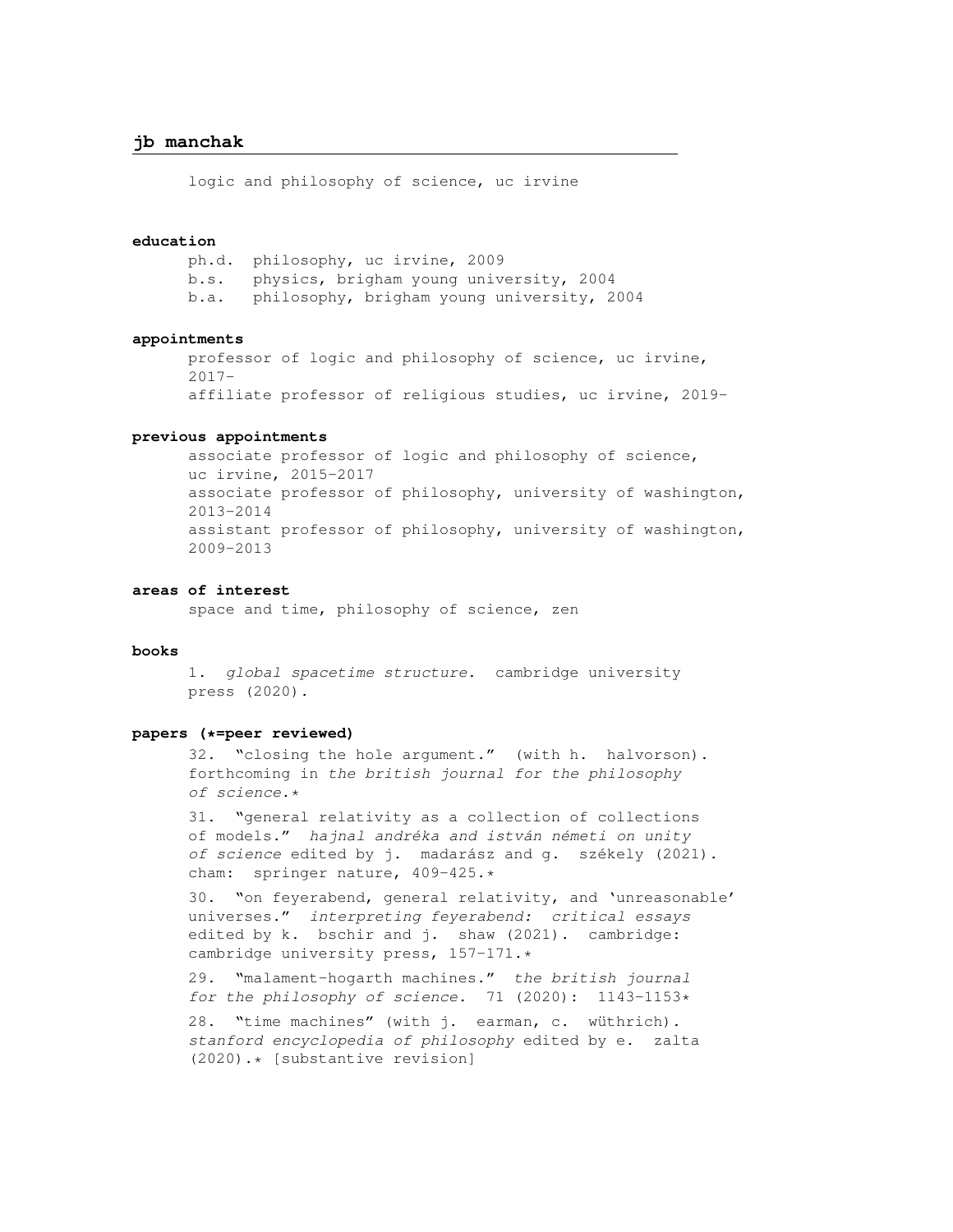# jb manchak

logic and philosophy of science, uc irvine

## education

ph.d. philosophy, uc irvine, 2009
b.s. physics, brigham young university, 2004
b.a. philosophy, brigham young university, 2004

## appointments

professor of logic and philosophy of science, uc irvine, 2017-
affiliate professor of religious studies, uc irvine, 2019-

## previous appointments

associate professor of logic and philosophy of science, uc irvine, 2015-2017
associate professor of philosophy, university of washington, 2013-2014
assistant professor of philosophy, university of washington, 2009-2013

## areas of interest

space and time, philosophy of science, zen

## books

1. *global spacetime structure*. cambridge university press (2020).

## papers (*=peer reviewed)

32. "closing the hole argument." (with h. halvorson). forthcoming in *the british journal for the philosophy of science*.*

31. "general relativity as a collection of collections of models." *hajnal andréka and istván németi on unity of science* edited by j. madarász and g. székely (2021). cham: springer nature, 409-425.*

30. "on feyerabend, general relativity, and 'unreasonable' universes." *interpreting feyerabend: critical essays* edited by k. bschir and j. shaw (2021). cambridge: cambridge university press, 157-171.*

29. "malament-hogarth machines." *the british journal for the philosophy of science*. 71 (2020): 1143-1153*

28. "time machines" (with j. earman, c. wüthrich). *stanford encyclopedia of philosophy* edited by e. zalta (2020).* [substantive revision]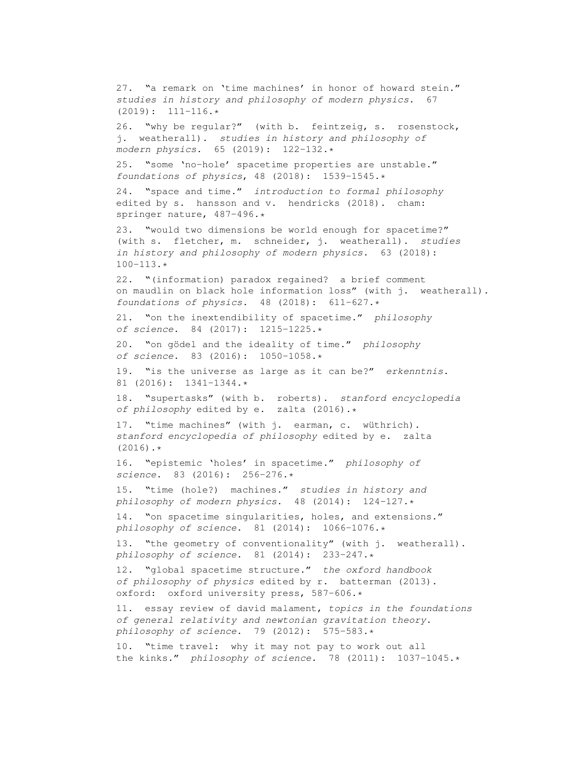27. “a remark on ‘time machines’ in honor of howard stein.” *studies in history and philosophy of modern physics.* 67 (2019): 111–116.*

26. “why be regular?” (with b. feintzeig, s. rosenstock, j. weatherall). *studies in history and philosophy of modern physics.* 65 (2019): 122–132.*

25. “some ‘no-hole’ spacetime properties are unstable.” *foundations of physics*, 48 (2018): 1539–1545.*

24. “space and time.” *introduction to formal philosophy* edited by s. hansson and v. hendricks (2018). cham: springer nature, 487–496.*

23. “would two dimensions be world enough for spacetime?” (with s. fletcher, m. schneider, j. weatherall). *studies in history and philosophy of modern physics.* 63 (2018): 100–113.*

22. “(information) paradox regained? a brief comment on maudlin on black hole information loss” (with j. weatherall). *foundations of physics.* 48 (2018): 611–627.*

21. “on the inextendibility of spacetime.” *philosophy of science.* 84 (2017): 1215–1225.*

20. “on gödel and the ideality of time.” *philosophy of science.* 83 (2016): 1050–1058.*

19. “is the universe as large as it can be?” *erkenntnis.* 81 (2016): 1341–1344.*

18. “supertasks” (with b. roberts). *stanford encyclopedia of philosophy* edited by e. zalta (2016).*

17. “time machines” (with j. earman, c. wüthrich). *stanford encyclopedia of philosophy* edited by e. zalta (2016).*

16. “epistemic ‘holes’ in spacetime.” *philosophy of science.* 83 (2016): 256–276.*

15. “time (hole?) machines.” *studies in history and philosophy of modern physics.* 48 (2014): 124–127.*

14. “on spacetime singularities, holes, and extensions.” *philosophy of science.* 81 (2014): 1066–1076.*

13. “the geometry of conventionality” (with j. weatherall). *philosophy of science.* 81 (2014): 233–247.*

12. “global spacetime structure.” *the oxford handbook of philosophy of physics* edited by r. batterman (2013). oxford: oxford university press, 587–606.*

11. essay review of david malament, *topics in the foundations of general relativity and newtonian gravitation theory*. *philosophy of science.* 79 (2012): 575–583.*

10. “time travel: why it may not pay to work out all the kinks.” *philosophy of science.* 78 (2011): 1037–1045.*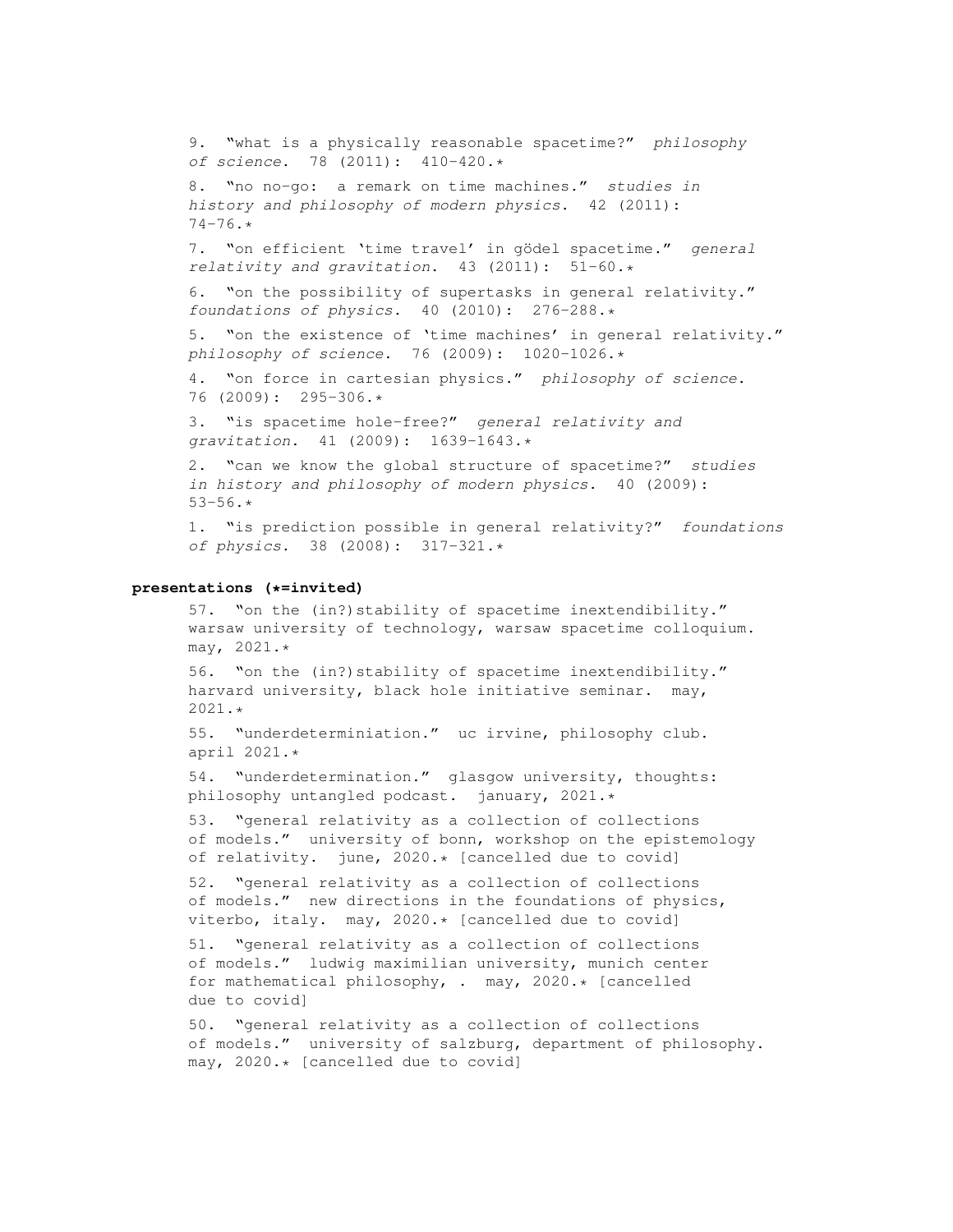9. "what is a physically reasonable spacetime?" *philosophy of science*. 78 (2011): 410–420.*

8. "no no-go: a remark on time machines." *studies in history and philosophy of modern physics*. 42 (2011): 74–76.*

7. "on efficient 'time travel' in gödel spacetime." *general relativity and gravitation*. 43 (2011): 51–60.*

6. "on the possibility of supertasks in general relativity." *foundations of physics*. 40 (2010): 276–288.*

5. "on the existence of 'time machines' in general relativity." *philosophy of science*. 76 (2009): 1020–1026.*

4. "on force in cartesian physics." *philosophy of science*. 76 (2009): 295–306.*

3. "is spacetime hole-free?" *general relativity and gravitation*. 41 (2009): 1639–1643.*

2. "can we know the global structure of spacetime?" *studies in history and philosophy of modern physics*. 40 (2009): 53–56.*

1. "is prediction possible in general relativity?" *foundations of physics*. 38 (2008): 317–321.*

**presentations (*=invited)**

57. "on the (in?)stability of spacetime inextendibility." warsaw university of technology, warsaw spacetime colloquium. may, 2021.*

56. "on the (in?)stability of spacetime inextendibility." harvard university, black hole initiative seminar. may, 2021.*

55. "underdeterminiation." uc irvine, philosophy club. april 2021.*

54. "underdetermination." glasgow university, thoughts: philosophy untangled podcast. january, 2021.*

53. "general relativity as a collection of collections of models." university of bonn, workshop on the epistemology of relativity. june, 2020.* [cancelled due to covid]

52. "general relativity as a collection of collections of models." new directions in the foundations of physics, viterbo, italy. may, 2020.* [cancelled due to covid]

51. "general relativity as a collection of collections of models." ludwig maximilian university, munich center for mathematical philosophy, . may, 2020.* [cancelled due to covid]

50. "general relativity as a collection of collections of models." university of salzburg, department of philosophy. may, 2020.* [cancelled due to covid]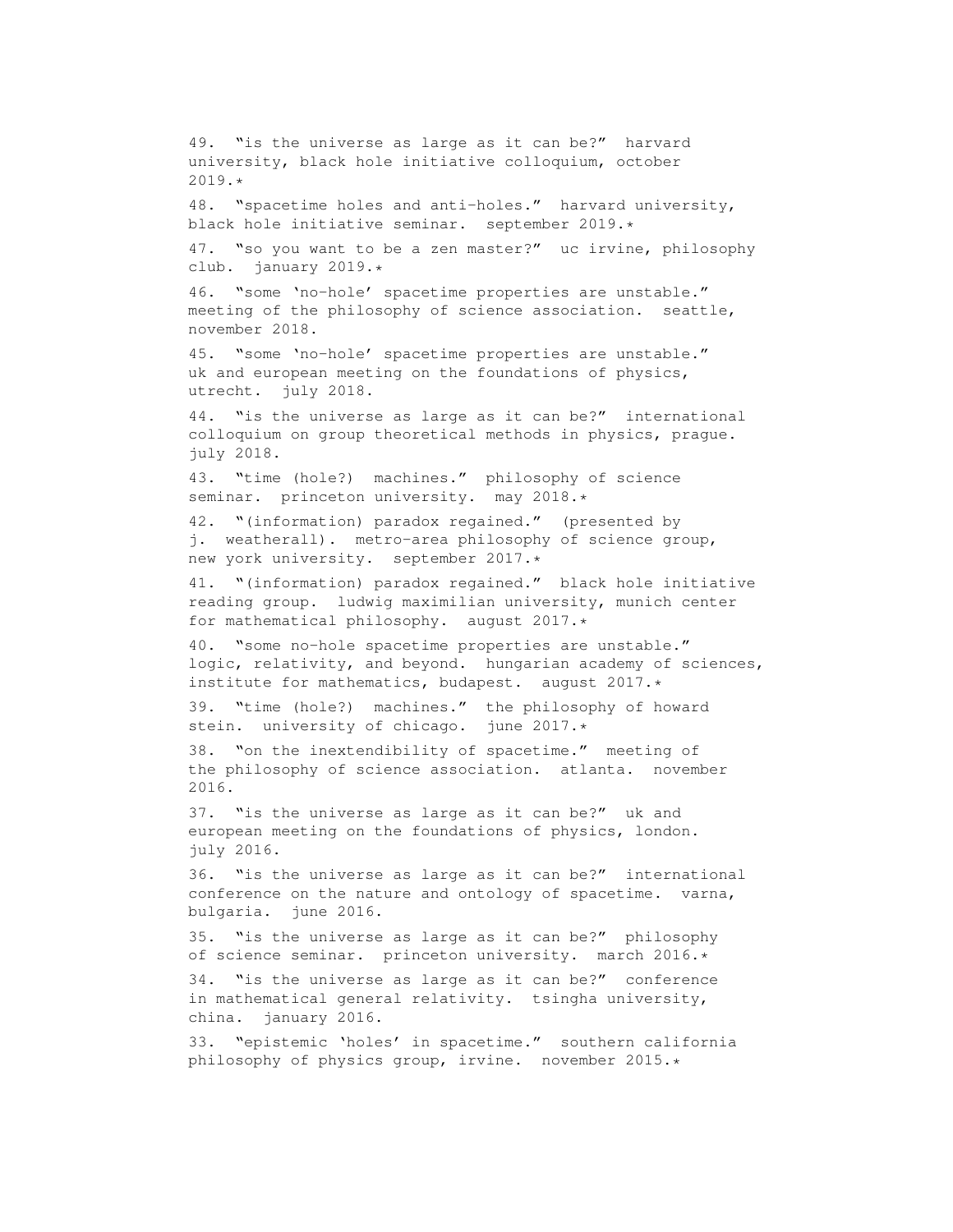49. "is the universe as large as it can be?" harvard university, black hole initiative colloquium, october 2019.*

48. "spacetime holes and anti-holes." harvard university, black hole initiative seminar. september 2019.*

47. "so you want to be a zen master?" uc irvine, philosophy club. january 2019.*

46. "some 'no-hole' spacetime properties are unstable." meeting of the philosophy of science association. seattle, november 2018.

45. "some 'no-hole' spacetime properties are unstable." uk and european meeting on the foundations of physics, utrecht. july 2018.

44. "is the universe as large as it can be?" international colloquium on group theoretical methods in physics, prague. july 2018.

43. "time (hole?) machines." philosophy of science seminar. princeton university. may 2018.*

42. "(information) paradox regained." (presented by j. weatherall). metro-area philosophy of science group, new york university. september 2017.*

41. "(information) paradox regained." black hole initiative reading group. ludwig maximilian university, munich center for mathematical philosophy. august 2017.*

40. "some no-hole spacetime properties are unstable." logic, relativity, and beyond. hungarian academy of sciences, institute for mathematics, budapest. august 2017.*

39. "time (hole?) machines." the philosophy of howard stein. university of chicago. june 2017.*

38. "on the inextendibility of spacetime." meeting of the philosophy of science association. atlanta. november 2016.

37. "is the universe as large as it can be?" uk and european meeting on the foundations of physics, london. july 2016.

36. "is the universe as large as it can be?" international conference on the nature and ontology of spacetime. varna, bulgaria. june 2016.

35. "is the universe as large as it can be?" philosophy of science seminar. princeton university. march 2016.*

34. "is the universe as large as it can be?" conference in mathematical general relativity. tsingha university, china. january 2016.

33. "epistemic 'holes' in spacetime." southern california philosophy of physics group, irvine. november 2015.*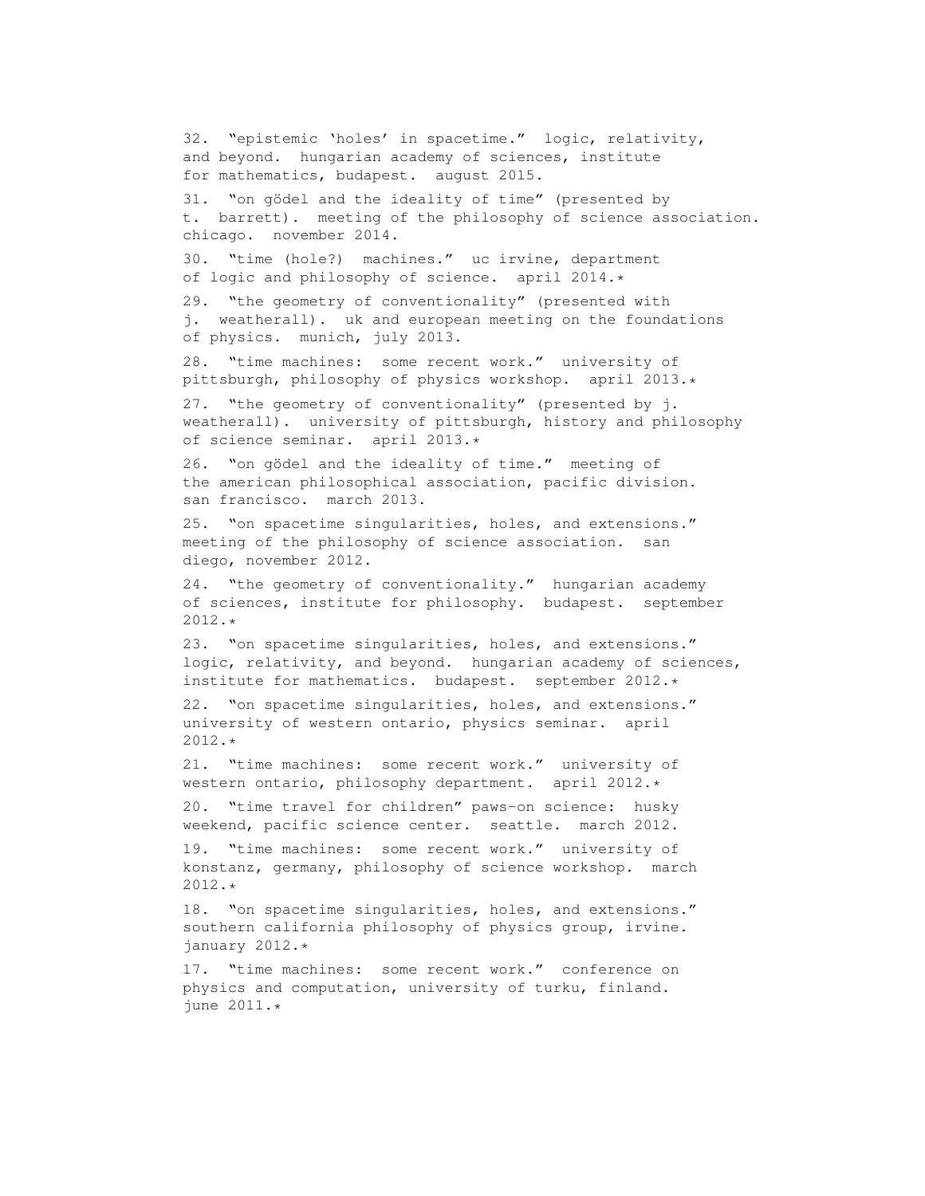32. "epistemic 'holes' in spacetime." logic, relativity, and beyond. hungarian academy of sciences, institute for mathematics, budapest. august 2015.

31. "on gödel and the ideality of time" (presented by t. barrett). meeting of the philosophy of science association. chicago. november 2014.

30. "time (hole?) machines." uc irvine, department of logic and philosophy of science. april 2014.*

29. "the geometry of conventionality" (presented with j. weatherall). uk and european meeting on the foundations of physics. munich, july 2013.

28. "time machines: some recent work." university of pittsburgh, philosophy of physics workshop. april 2013.*

27. "the geometry of conventionality" (presented by j. weatherall). university of pittsburgh, history and philosophy of science seminar. april 2013.*

26. "on gödel and the ideality of time." meeting of the american philosophical association, pacific division. san francisco. march 2013.

25. "on spacetime singularities, holes, and extensions." meeting of the philosophy of science association. san diego, november 2012.

24. "the geometry of conventionality." hungarian academy of sciences, institute for philosophy. budapest. september 2012.*

23. "on spacetime singularities, holes, and extensions." logic, relativity, and beyond. hungarian academy of sciences, institute for mathematics. budapest. september 2012.*

22. "on spacetime singularities, holes, and extensions." university of western ontario, physics seminar. april 2012.*

21. "time machines: some recent work." university of western ontario, philosophy department. april 2012.*

20. "time travel for children" paws-on science: husky weekend, pacific science center. seattle. march 2012.

19. "time machines: some recent work." university of konstanz, germany, philosophy of science workshop. march 2012.*

18. "on spacetime singularities, holes, and extensions." southern california philosophy of physics group, irvine. january 2012.*

17. "time machines: some recent work." conference on physics and computation, university of turku, finland. june 2011.*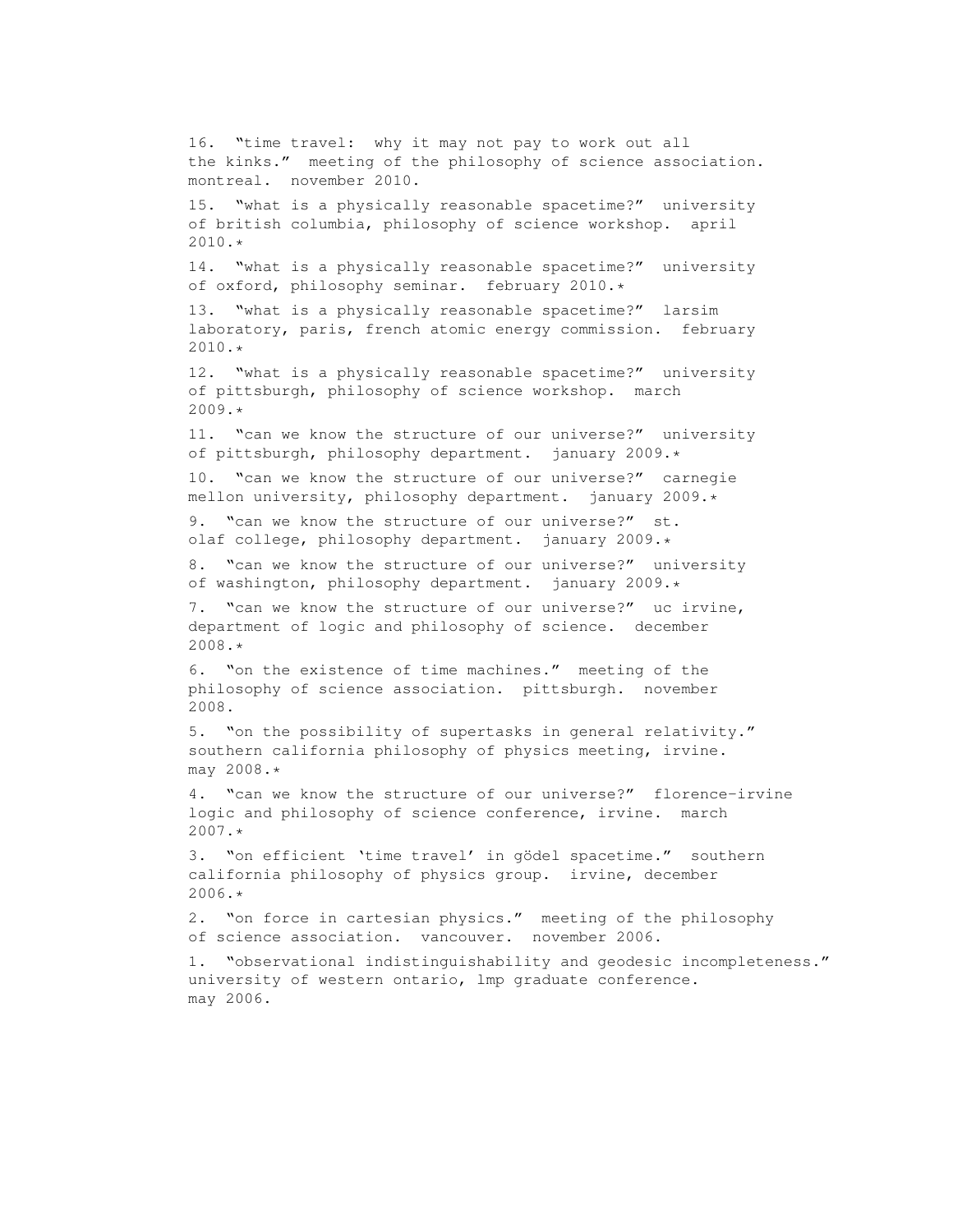16. "time travel: why it may not pay to work out all the kinks." meeting of the philosophy of science association. montreal. november 2010.

15. "what is a physically reasonable spacetime?" university of british columbia, philosophy of science workshop. april 2010.*

14. "what is a physically reasonable spacetime?" university of oxford, philosophy seminar. february 2010.*

13. "what is a physically reasonable spacetime?" larsim laboratory, paris, french atomic energy commission. february 2010.*

12. "what is a physically reasonable spacetime?" university of pittsburgh, philosophy of science workshop. march 2009.*

11. "can we know the structure of our universe?" university of pittsburgh, philosophy department. january 2009.*

10. "can we know the structure of our universe?" carnegie mellon university, philosophy department. january 2009.*

9. "can we know the structure of our universe?" st. olaf college, philosophy department. january 2009.*

8. "can we know the structure of our universe?" university of washington, philosophy department. january 2009.*

7. "can we know the structure of our universe?" uc irvine, department of logic and philosophy of science. december 2008.*

6. "on the existence of time machines." meeting of the philosophy of science association. pittsburgh. november 2008.

5. "on the possibility of supertasks in general relativity." southern california philosophy of physics meeting, irvine. may 2008.*

4. "can we know the structure of our universe?" florence-irvine logic and philosophy of science conference, irvine. march 2007.*

3. "on efficient 'time travel' in gödel spacetime." southern california philosophy of physics group. irvine, december 2006.*

2. "on force in cartesian physics." meeting of the philosophy of science association. vancouver. november 2006.

1. "observational indistinguishability and geodesic incompleteness." university of western ontario, lmp graduate conference. may 2006.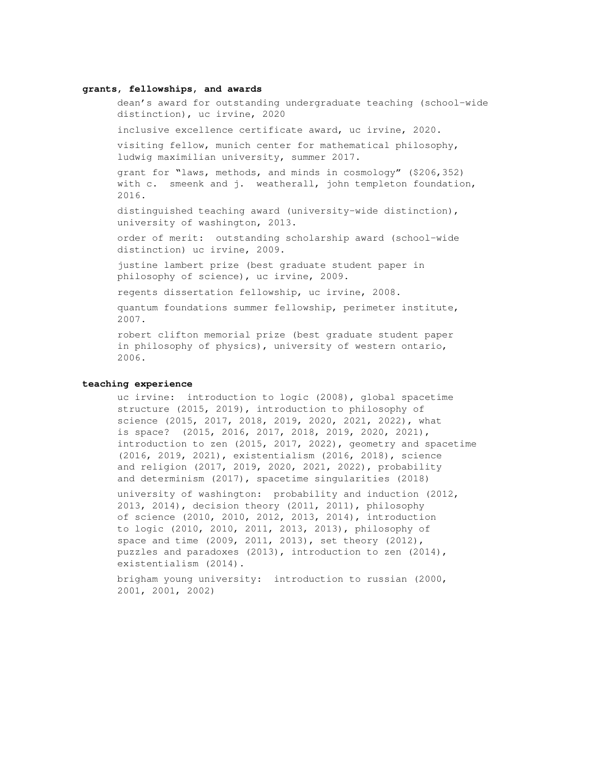## grants, fellowships, and awards

dean's award for outstanding undergraduate teaching (school-wide distinction), uc irvine, 2020

inclusive excellence certificate award, uc irvine, 2020.

visiting fellow, munich center for mathematical philosophy, ludwig maximilian university, summer 2017.

grant for "laws, methods, and minds in cosmology" ($206,352) with c. smeenk and j. weatherall, john templeton foundation, 2016.

distinguished teaching award (university-wide distinction), university of washington, 2013.

order of merit: outstanding scholarship award (school-wide distinction) uc irvine, 2009.

justine lambert prize (best graduate student paper in philosophy of science), uc irvine, 2009.

regents dissertation fellowship, uc irvine, 2008.

quantum foundations summer fellowship, perimeter institute, 2007.

robert clifton memorial prize (best graduate student paper in philosophy of physics), university of western ontario, 2006.

## teaching experience

uc irvine: introduction to logic (2008), global spacetime structure (2015, 2019), introduction to philosophy of science (2015, 2017, 2018, 2019, 2020, 2021, 2022), what is space? (2015, 2016, 2017, 2018, 2019, 2020, 2021), introduction to zen (2015, 2017, 2022), geometry and spacetime (2016, 2019, 2021), existentialism (2016, 2018), science and religion (2017, 2019, 2020, 2021, 2022), probability and determinism (2017), spacetime singularities (2018)

university of washington: probability and induction (2012, 2013, 2014), decision theory (2011, 2011), philosophy of science (2010, 2010, 2012, 2013, 2014), introduction to logic (2010, 2010, 2011, 2013, 2013), philosophy of space and time (2009, 2011, 2013), set theory (2012), puzzles and paradoxes (2013), introduction to zen (2014), existentialism (2014).

brigham young university: introduction to russian (2000, 2001, 2001, 2002)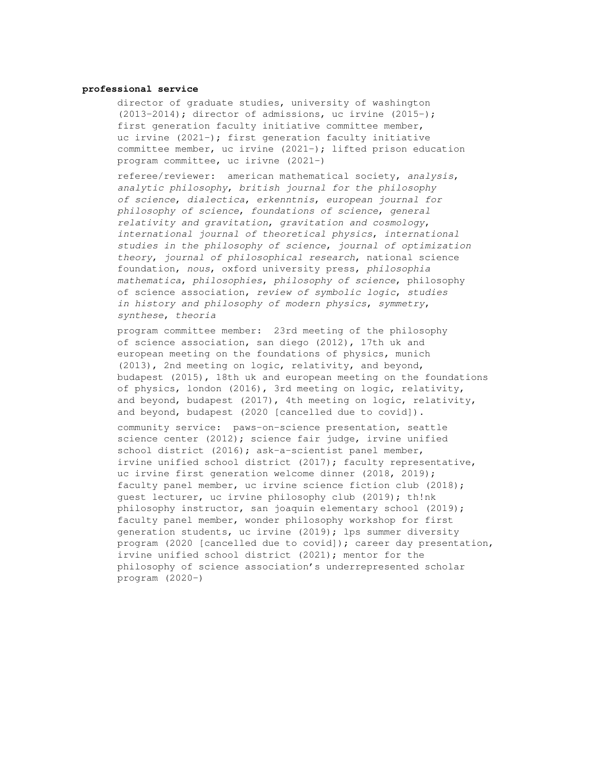**professional service**

director of graduate studies, university of washington (2013–2014); director of admissions, uc irvine (2015–); first generation faculty initiative committee member, uc irvine (2021–); first generation faculty initiative committee member, uc irvine (2021–); lifted prison education program committee, uc irivne (2021–)

referee/reviewer: american mathematical society, *analysis*, *analytic philosophy*, *british journal for the philosophy of science*, *dialectica*, *erkenntnis*, *european journal for philosophy of science*, *foundations of science*, *general relativity and gravitation*, *gravitation and cosmology*, *international journal of theoretical physics*, *international studies in the philosophy of science*, *journal of optimization theory*, *journal of philosophical research*, national science foundation, *nous*, oxford university press, *philosophia mathematica*, *philosophies*, *philosophy of science*, philosophy of science association, *review of symbolic logic*, *studies in history and philosophy of modern physics*, *symmetry*, *synthese*, *theoria*

program committee member: 23rd meeting of the philosophy of science association, san diego (2012), 17th uk and european meeting on the foundations of physics, munich (2013), 2nd meeting on logic, relativity, and beyond, budapest (2015), 18th uk and european meeting on the foundations of physics, london (2016), 3rd meeting on logic, relativity, and beyond, budapest (2017), 4th meeting on logic, relativity, and beyond, budapest (2020 [cancelled due to covid]).

community service: paws-on-science presentation, seattle science center (2012); science fair judge, irvine unified school district (2016); ask-a-scientist panel member, irvine unified school district (2017); faculty representative, uc irvine first generation welcome dinner (2018, 2019); faculty panel member, uc irvine science fiction club (2018); guest lecturer, uc irvine philosophy club (2019); th!nk philosophy instructor, san joaquin elementary school (2019); faculty panel member, wonder philosophy workshop for first generation students, uc irvine (2019); lps summer diversity program (2020 [cancelled due to covid]); career day presentation, irvine unified school district (2021); mentor for the philosophy of science association's underrepresented scholar program (2020–)